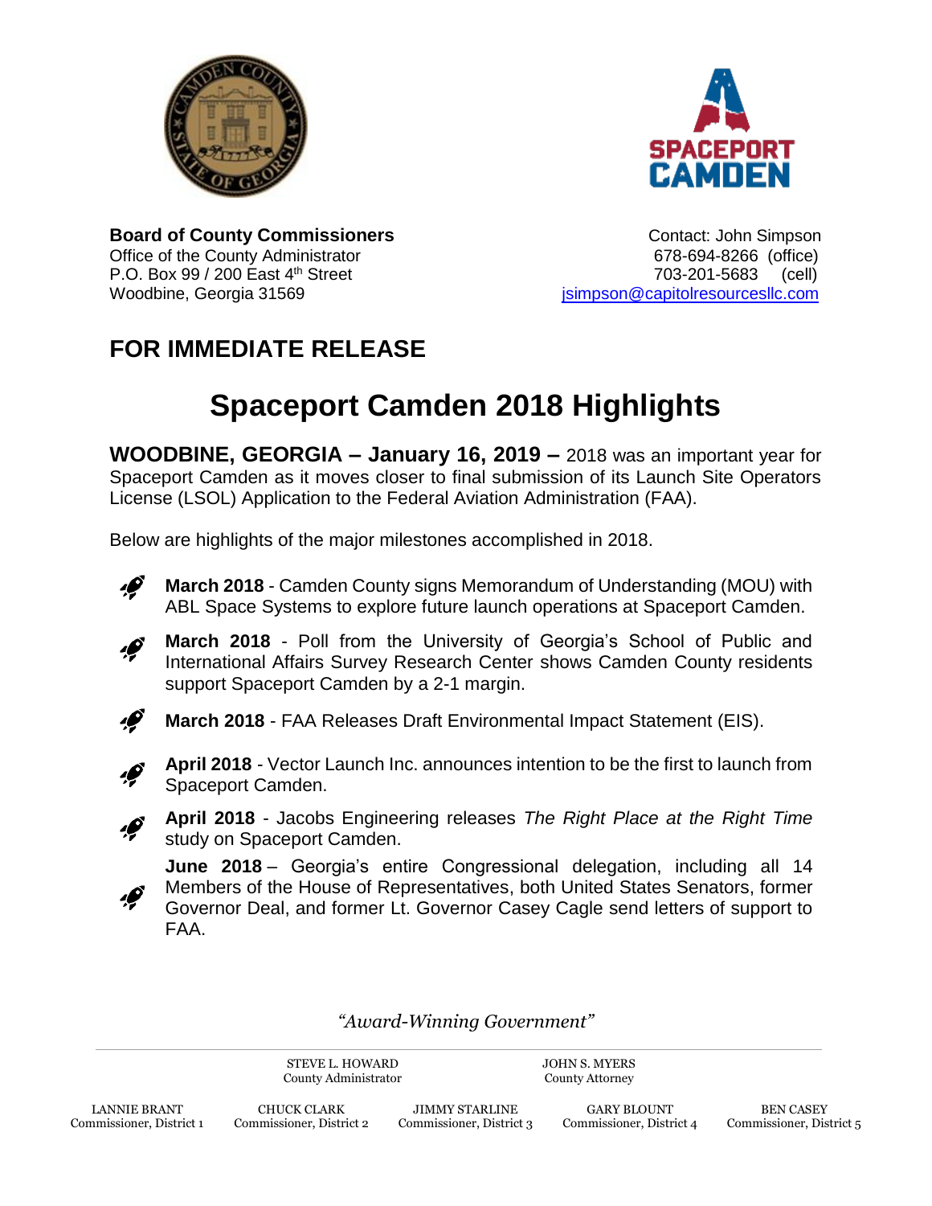**Board of County Commissioners**
Office of the County Administrator
P.O. Box 99 / 200 East 4th Street
Woodbine, Georgia 31569

Contact: John Simpson
678-694-8266 (office)
703-201-5683 (cell)
jsimpson@capitolresourcesllc.com

## FOR IMMEDIATE RELEASE

# Spaceport Camden 2018 Highlights

**WOODBINE, GEORGIA – January 16, 2019 –** 2018 was an important year for Spaceport Camden as it moves closer to final submission of its Launch Site Operators License (LSOL) Application to the Federal Aviation Administration (FAA).

Below are highlights of the major milestones accomplished in 2018.

- **March 2018** - Camden County signs Memorandum of Understanding (MOU) with ABL Space Systems to explore future launch operations at Spaceport Camden.
- **March 2018** - Poll from the University of Georgia's School of Public and International Affairs Survey Research Center shows Camden County residents support Spaceport Camden by a 2-1 margin.
- **March 2018** - FAA Releases Draft Environmental Impact Statement (EIS).
- **April 2018** - Vector Launch Inc. announces intention to be the first to launch from Spaceport Camden.
- **April 2018** - Jacobs Engineering releases *The Right Place at the Right Time* study on Spaceport Camden.
- **June 2018** – Georgia's entire Congressional delegation, including all 14 Members of the House of Representatives, both United States Senators, former Governor Deal, and former Lt. Governor Casey Cagle send letters of support to FAA.

*"Award-Winning Government"*

STEVE L. HOWARD, County Administrator
JOHN S. MYERS, County Attorney

LANNIE BRANT, Commissioner, District 1
CHUCK CLARK, Commissioner, District 2
JIMMY STARLINE, Commissioner, District 3
GARY BLOUNT, Commissioner, District 4
BEN CASEY, Commissioner, District 5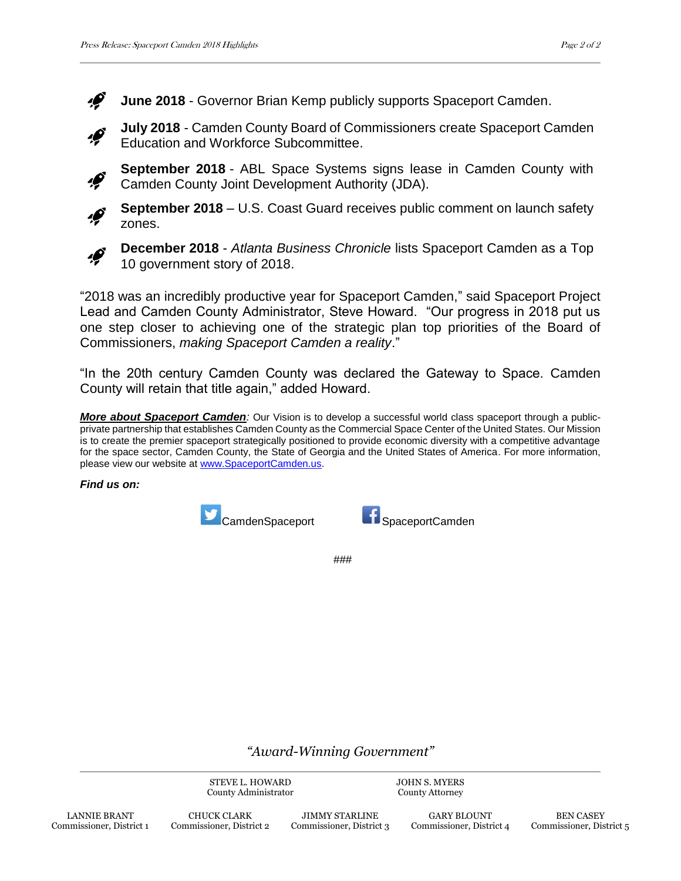- **June 2018** - Governor Brian Kemp publicly supports Spaceport Camden.
- **July 2018** - Camden County Board of Commissioners create Spaceport Camden Education and Workforce Subcommittee.
- **September 2018** - ABL Space Systems signs lease in Camden County with Camden County Joint Development Authority (JDA).
- **September 2018** – U.S. Coast Guard receives public comment on launch safety zones.
- **December 2018** - *Atlanta Business Chronicle* lists Spaceport Camden as a Top 10 government story of 2018.

"2018 was an incredibly productive year for Spaceport Camden," said Spaceport Project Lead and Camden County Administrator, Steve Howard. "Our progress in 2018 put us one step closer to achieving one of the strategic plan top priorities of the Board of Commissioners, *making Spaceport Camden a reality*."

"In the 20th century Camden County was declared the Gateway to Space. Camden County will retain that title again," added Howard.

***More about Spaceport Camden**:* Our Vision is to develop a successful world class spaceport through a public-private partnership that establishes Camden County as the Commercial Space Center of the United States. Our Mission is to create the premier spaceport strategically positioned to provide economic diversity with a competitive advantage for the space sector, Camden County, the State of Georgia and the United States of America. For more information, please view our website at www.SpaceportCamden.us.

***Find us on:***

Twitter: CamdenSpaceport    Facebook: SpaceportCamden

###

*"Award-Winning Government"*

STEVE L. HOWARD, County Administrator
JOHN S. MYERS, County Attorney

LANNIE BRANT, Commissioner, District 1
CHUCK CLARK, Commissioner, District 2
JIMMY STARLINE, Commissioner, District 3
GARY BLOUNT, Commissioner, District 4
BEN CASEY, Commissioner, District 5